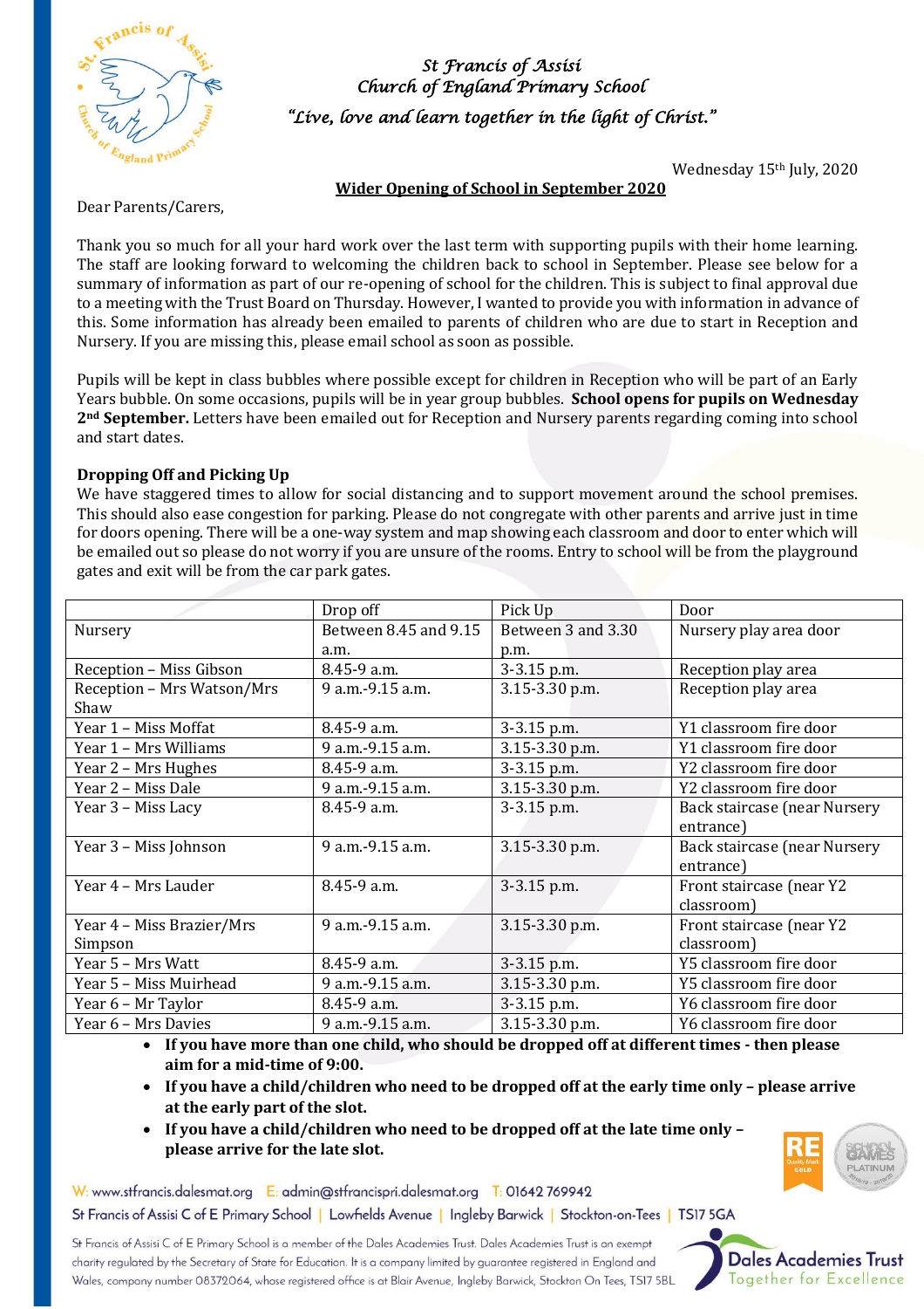# St Francis of Assisi Church of England Primary School

*"Live, love and learn together in the light of Christ."*

Wednesday 15th July, 2020

**Wider Opening of School in September 2020**

Dear Parents/Carers,

Thank you so much for all your hard work over the last term with supporting pupils with their home learning. The staff are looking forward to welcoming the children back to school in September. Please see below for a summary of information as part of our re-opening of school for the children. This is subject to final approval due to a meeting with the Trust Board on Thursday. However, I wanted to provide you with information in advance of this. Some information has already been emailed to parents of children who are due to start in Reception and Nursery. If you are missing this, please email school as soon as possible.

Pupils will be kept in class bubbles where possible except for children in Reception who will be part of an Early Years bubble. On some occasions, pupils will be in year group bubbles. **School opens for pupils on Wednesday 2nd September.** Letters have been emailed out for Reception and Nursery parents regarding coming into school and start dates.

**Dropping Off and Picking Up**

We have staggered times to allow for social distancing and to support movement around the school premises. This should also ease congestion for parking. Please do not congregate with other parents and arrive just in time for doors opening. There will be a one-way system and map showing each classroom and door to enter which will be emailed out so please do not worry if you are unsure of the rooms. Entry to school will be from the playground gates and exit will be from the car park gates.

| | Drop off | Pick Up | Door |
|---|---|---|---|
| Nursery | Between 8.45 and 9.15 a.m. | Between 3 and 3.30 p.m. | Nursery play area door |
| Reception – Miss Gibson | 8.45-9 a.m. | 3-3.15 p.m. | Reception play area |
| Reception – Mrs Watson/Mrs Shaw | 9 a.m.-9.15 a.m. | 3.15-3.30 p.m. | Reception play area |
| Year 1 – Miss Moffat | 8.45-9 a.m. | 3-3.15 p.m. | Y1 classroom fire door |
| Year 1 – Mrs Williams | 9 a.m.-9.15 a.m. | 3.15-3.30 p.m. | Y1 classroom fire door |
| Year 2 – Mrs Hughes | 8.45-9 a.m. | 3-3.15 p.m. | Y2 classroom fire door |
| Year 2 – Miss Dale | 9 a.m.-9.15 a.m. | 3.15-3.30 p.m. | Y2 classroom fire door |
| Year 3 – Miss Lacy | 8.45-9 a.m. | 3-3.15 p.m. | Back staircase (near Nursery entrance) |
| Year 3 – Miss Johnson | 9 a.m.-9.15 a.m. | 3.15-3.30 p.m. | Back staircase (near Nursery entrance) |
| Year 4 – Mrs Lauder | 8.45-9 a.m. | 3-3.15 p.m. | Front staircase (near Y2 classroom) |
| Year 4 – Miss Brazier/Mrs Simpson | 9 a.m.-9.15 a.m. | 3.15-3.30 p.m. | Front staircase (near Y2 classroom) |
| Year 5 – Mrs Watt | 8.45-9 a.m. | 3-3.15 p.m. | Y5 classroom fire door |
| Year 5 – Miss Muirhead | 9 a.m.-9.15 a.m. | 3.15-3.30 p.m. | Y5 classroom fire door |
| Year 6 – Mr Taylor | 8.45-9 a.m. | 3-3.15 p.m. | Y6 classroom fire door |
| Year 6 – Mrs Davies | 9 a.m.-9.15 a.m. | 3.15-3.30 p.m. | Y6 classroom fire door |

- **If you have more than one child, who should be dropped off at different times - then please aim for a mid-time of 9:00.**
- **If you have a child/children who need to be dropped off at the early time only – please arrive at the early part of the slot.**
- **If you have a child/children who need to be dropped off at the late time only – please arrive for the late slot.**

W: www.stfrancis.dalesmat.org E: admin@stfrancispri.dalesmat.org T: 01642 769942

St Francis of Assisi C of E Primary School | Lowfields Avenue | Ingleby Barwick | Stockton-on-Tees | TS17 5GA

St Francis of Assisi C of E Primary School is a member of the Dales Academies Trust. Dales Academies Trust is an exempt charity regulated by the Secretary of State for Education. It is a company limited by guarantee registered in England and Wales, company number 08372064, whose registered office is at Blair Avenue, Ingleby Barwick, Stockton On Tees, TS17 5BL

Dales Academies Trust – Together for Excellence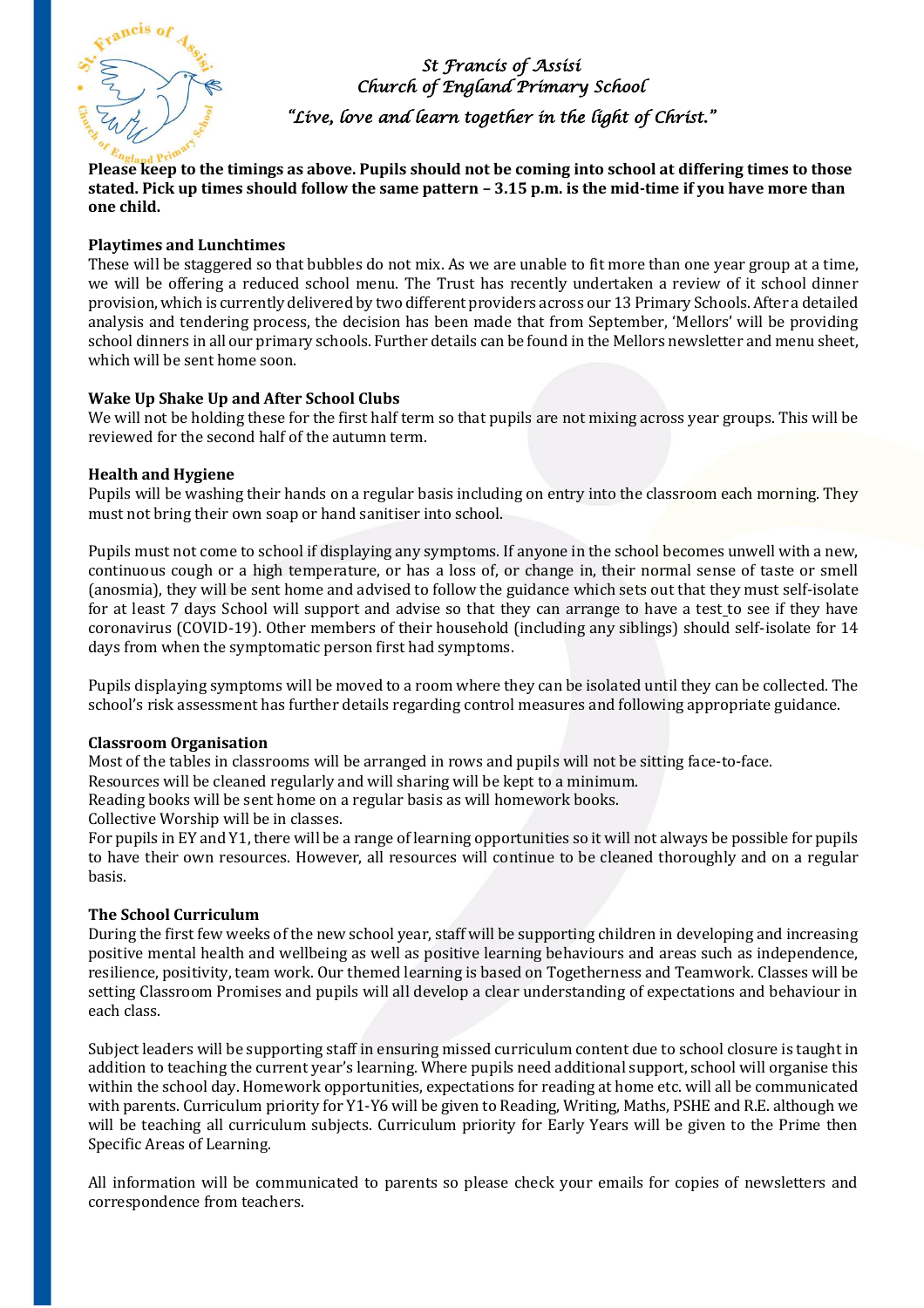Please keep to the timings as above. Pupils should not be coming into school at differing times to those stated. Pick up times should follow the same pattern – 3.15 p.m. is the mid-time if you have more than one child.

**Playtimes and Lunchtimes**

These will be staggered so that bubbles do not mix. As we are unable to fit more than one year group at a time, we will be offering a reduced school menu. The Trust has recently undertaken a review of it school dinner provision, which is currently delivered by two different providers across our 13 Primary Schools. After a detailed analysis and tendering process, the decision has been made that from September, 'Mellors' will be providing school dinners in all our primary schools. Further details can be found in the Mellors newsletter and menu sheet, which will be sent home soon.

**Wake Up Shake Up and After School Clubs**

We will not be holding these for the first half term so that pupils are not mixing across year groups. This will be reviewed for the second half of the autumn term.

**Health and Hygiene**

Pupils will be washing their hands on a regular basis including on entry into the classroom each morning. They must not bring their own soap or hand sanitiser into school.

Pupils must not come to school if displaying any symptoms. If anyone in the school becomes unwell with a new, continuous cough or a high temperature, or has a loss of, or change in, their normal sense of taste or smell (anosmia), they will be sent home and advised to follow the guidance which sets out that they must self-isolate for at least 7 days School will support and advise so that they can arrange to have a test to see if they have coronavirus (COVID-19). Other members of their household (including any siblings) should self-isolate for 14 days from when the symptomatic person first had symptoms.

Pupils displaying symptoms will be moved to a room where they can be isolated until they can be collected. The school's risk assessment has further details regarding control measures and following appropriate guidance.

**Classroom Organisation**

Most of the tables in classrooms will be arranged in rows and pupils will not be sitting face-to-face.
Resources will be cleaned regularly and will sharing will be kept to a minimum.
Reading books will be sent home on a regular basis as will homework books.
Collective Worship will be in classes.
For pupils in EY and Y1, there will be a range of learning opportunities so it will not always be possible for pupils to have their own resources. However, all resources will continue to be cleaned thoroughly and on a regular basis.

**The School Curriculum**

During the first few weeks of the new school year, staff will be supporting children in developing and increasing positive mental health and wellbeing as well as positive learning behaviours and areas such as independence, resilience, positivity, team work. Our themed learning is based on Togetherness and Teamwork. Classes will be setting Classroom Promises and pupils will all develop a clear understanding of expectations and behaviour in each class.

Subject leaders will be supporting staff in ensuring missed curriculum content due to school closure is taught in addition to teaching the current year's learning. Where pupils need additional support, school will organise this within the school day. Homework opportunities, expectations for reading at home etc. will all be communicated with parents. Curriculum priority for Y1-Y6 will be given to Reading, Writing, Maths, PSHE and R.E. although we will be teaching all curriculum subjects. Curriculum priority for Early Years will be given to the Prime then Specific Areas of Learning.

All information will be communicated to parents so please check your emails for copies of newsletters and correspondence from teachers.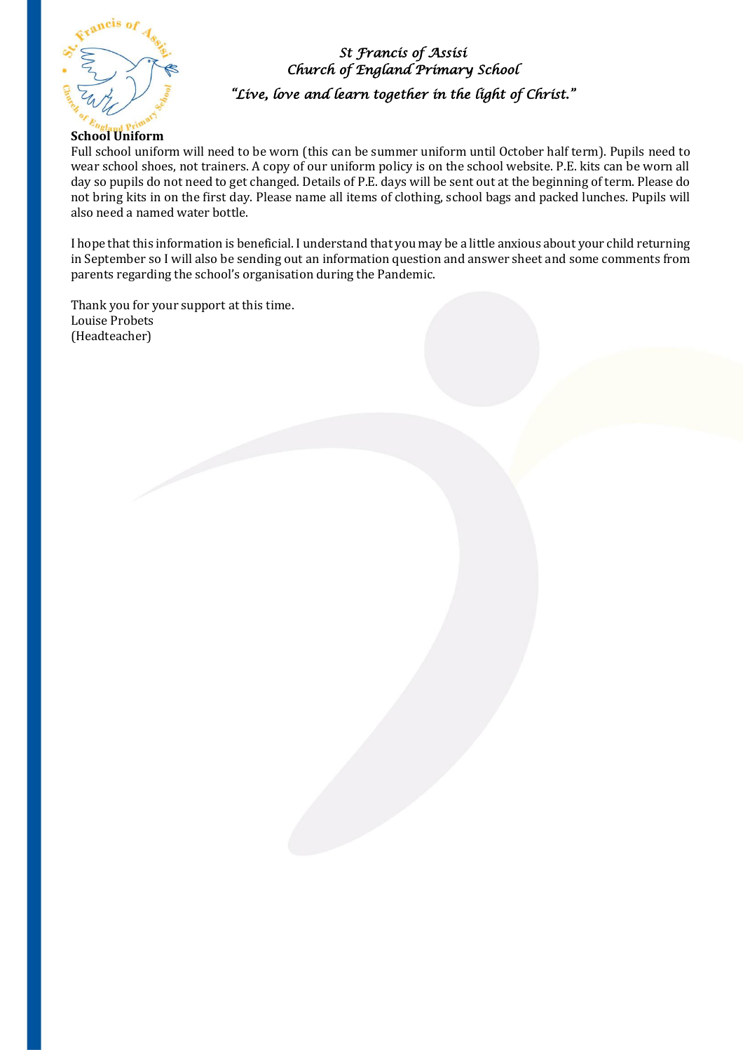St Francis of Assisi
Church of England Primary School
*"Live, love and learn together in the light of Christ."*

**School Uniform**

Full school uniform will need to be worn (this can be summer uniform until October half term). Pupils need to wear school shoes, not trainers. A copy of our uniform policy is on the school website. P.E. kits can be worn all day so pupils do not need to get changed. Details of P.E. days will be sent out at the beginning of term. Please do not bring kits in on the first day. Please name all items of clothing, school bags and packed lunches. Pupils will also need a named water bottle.

I hope that this information is beneficial. I understand that you may be a little anxious about your child returning in September so I will also be sending out an information question and answer sheet and some comments from parents regarding the school's organisation during the Pandemic.

Thank you for your support at this time.
Louise Probets
(Headteacher)